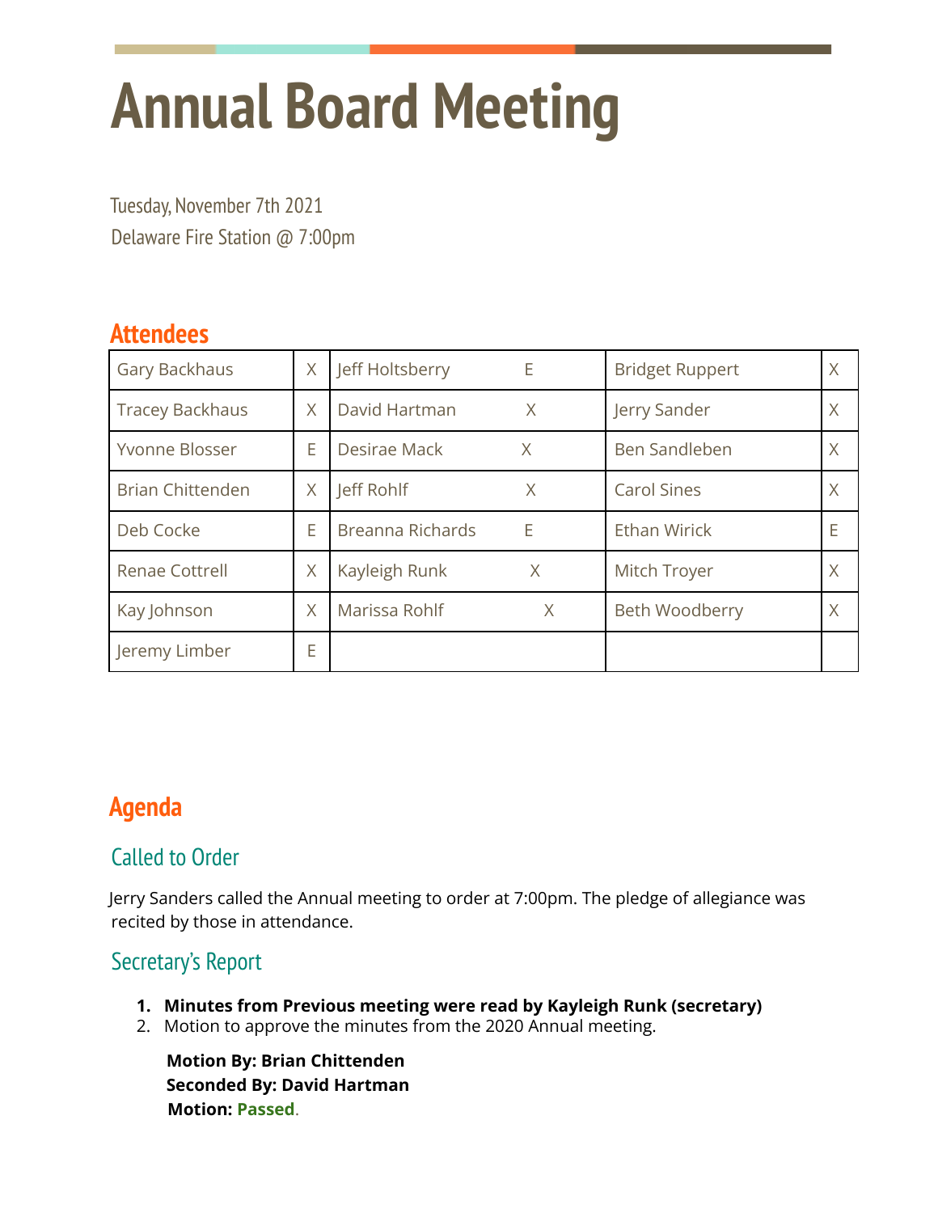# Annual Board Meeting

Tuesday, November 7th 2021

Delaware Fire Station @ 7:00pm

## Attendees

| | | | | | |
|---|---|---|---|---|---|
| Gary Backhaus | X | Jeff Holtsberry | E | Bridget Ruppert | X |
| Tracey Backhaus | X | David Hartman | X | Jerry Sander | X |
| Yvonne Blosser | E | Desirae Mack | X | Ben Sandleben | X |
| Brian Chittenden | X | Jeff Rohlf | X | Carol Sines | X |
| Deb Cocke | E | Breanna Richards | E | Ethan Wirick | E |
| Renae Cottrell | X | Kayleigh Runk | X | Mitch Troyer | X |
| Kay Johnson | X | Marissa Rohlf | X | Beth Woodberry | X |
| Jeremy Limber | E | | | | |

## Agenda

### Called to Order

Jerry Sanders called the Annual meeting to order at 7:00pm. The pledge of allegiance was recited by those in attendance.

### Secretary's Report

1. **Minutes from Previous meeting were read by Kayleigh Runk (secretary)**
2. Motion to approve the minutes from the 2020 Annual meeting.

**Motion By: Brian Chittenden**
**Seconded By: David Hartman**
**Motion: Passed.**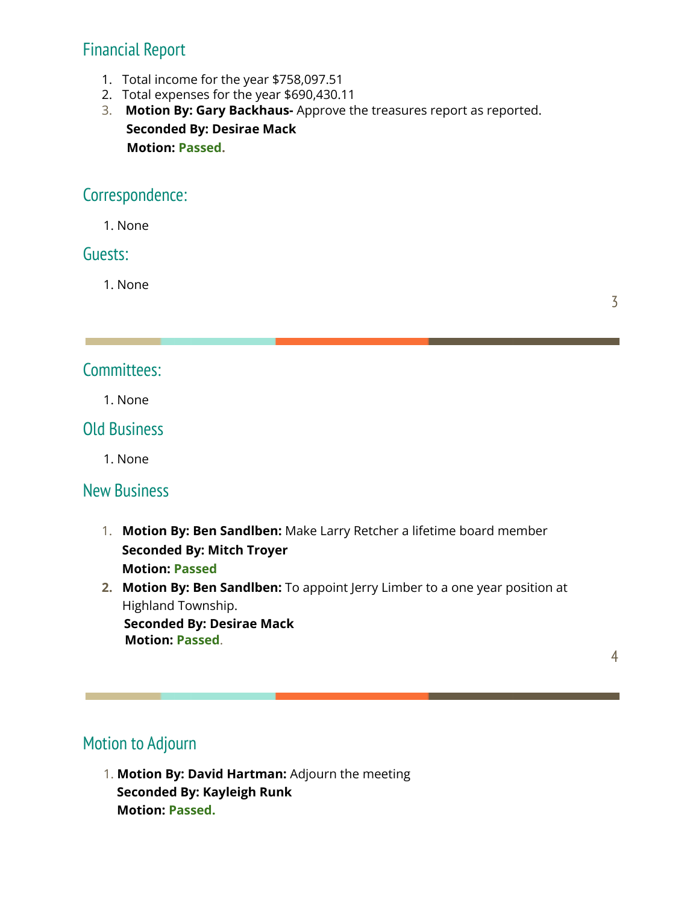## Financial Report

1. Total income for the year $758,097.51
2. Total expenses for the year $690,430.11
3. **Motion By: Gary Backhaus-** Approve the treasures report as reported.
   **Seconded By: Desirae Mack**
   **Motion: Passed.**

## Correspondence:

1. None

## Guests:

1. None

## Committees:

1. None

## Old Business

1. None

## New Business

1. **Motion By: Ben Sandlben:** Make Larry Retcher a lifetime board member
   **Seconded By: Mitch Troyer**
   **Motion: Passed**
2. **Motion By: Ben Sandlben:** To appoint Jerry Limber to a one year position at Highland Township.
   **Seconded By: Desirae Mack**
   **Motion: Passed.**

## Motion to Adjourn

1. **Motion By: David Hartman:** Adjourn the meeting
   **Seconded By: Kayleigh Runk**
   **Motion: Passed.**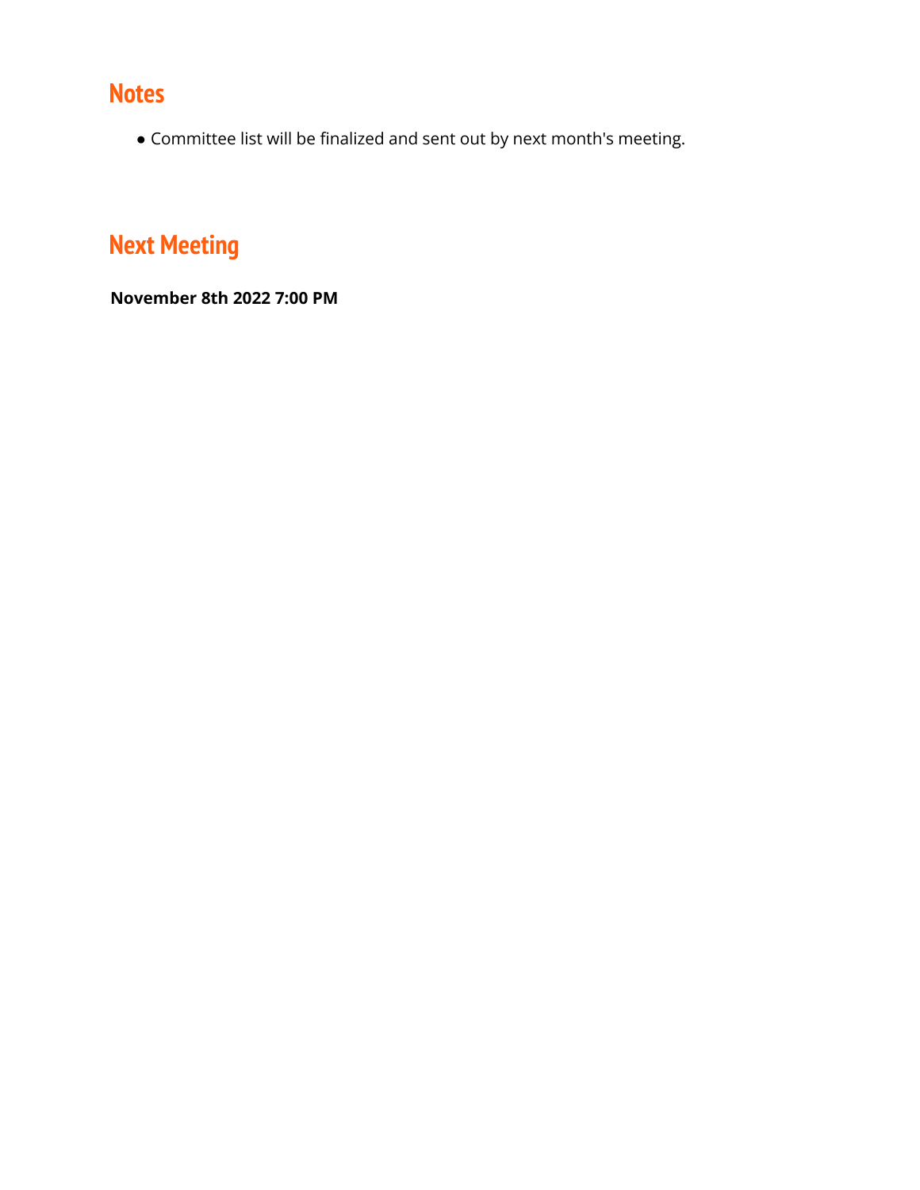## Notes

- Committee list will be finalized and sent out by next month's meeting.

## Next Meeting

**November 8th 2022 7:00 PM**